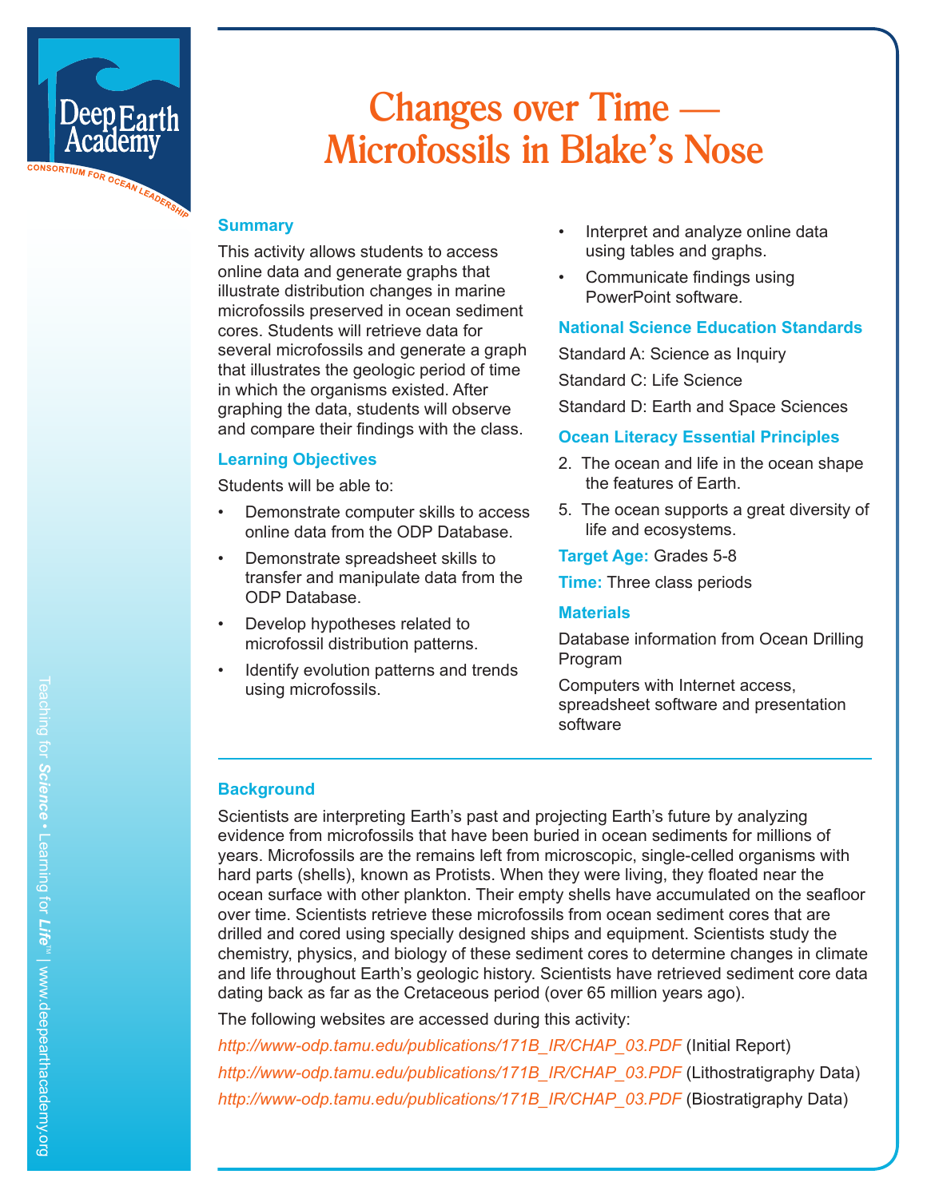# Changes over Time — Microfossils in Blake's Nose

## Summary

This activity allows students to access online data and generate graphs that illustrate distribution changes in marine microfossils preserved in ocean sediment cores. Students will retrieve data for several microfossils and generate a graph that illustrates the geologic period of time in which the organisms existed. After graphing the data, students will observe and compare their findings with the class.

## Learning Objectives

Students will be able to:

- Demonstrate computer skills to access online data from the ODP Database.
- Demonstrate spreadsheet skills to transfer and manipulate data from the ODP Database.
- Develop hypotheses related to microfossil distribution patterns.
- Identify evolution patterns and trends using microfossils.
- Interpret and analyze online data using tables and graphs.
- Communicate findings using PowerPoint software.

## National Science Education Standards

Standard A: Science as Inquiry

Standard C: Life Science

Standard D: Earth and Space Sciences

## Ocean Literacy Essential Principles

2. The ocean and life in the ocean shape the features of Earth.
5. The ocean supports a great diversity of life and ecosystems.

**Target Age:** Grades 5-8

**Time:** Three class periods

## Materials

Database information from Ocean Drilling Program

Computers with Internet access, spreadsheet software and presentation software

## Background

Scientists are interpreting Earth's past and projecting Earth's future by analyzing evidence from microfossils that have been buried in ocean sediments for millions of years. Microfossils are the remains left from microscopic, single-celled organisms with hard parts (shells), known as Protists. When they were living, they floated near the ocean surface with other plankton. Their empty shells have accumulated on the seafloor over time. Scientists retrieve these microfossils from ocean sediment cores that are drilled and cored using specially designed ships and equipment. Scientists study the chemistry, physics, and biology of these sediment cores to determine changes in climate and life throughout Earth's geologic history. Scientists have retrieved sediment core data dating back as far as the Cretaceous period (over 65 million years ago).

The following websites are accessed during this activity:

*http://www-odp.tamu.edu/publications/171B_IR/CHAP_03.PDF* (Initial Report)

*http://www-odp.tamu.edu/publications/171B_IR/CHAP_03.PDF* (Lithostratigraphy Data)

*http://www-odp.tamu.edu/publications/171B_IR/CHAP_03.PDF* (Biostratigraphy Data)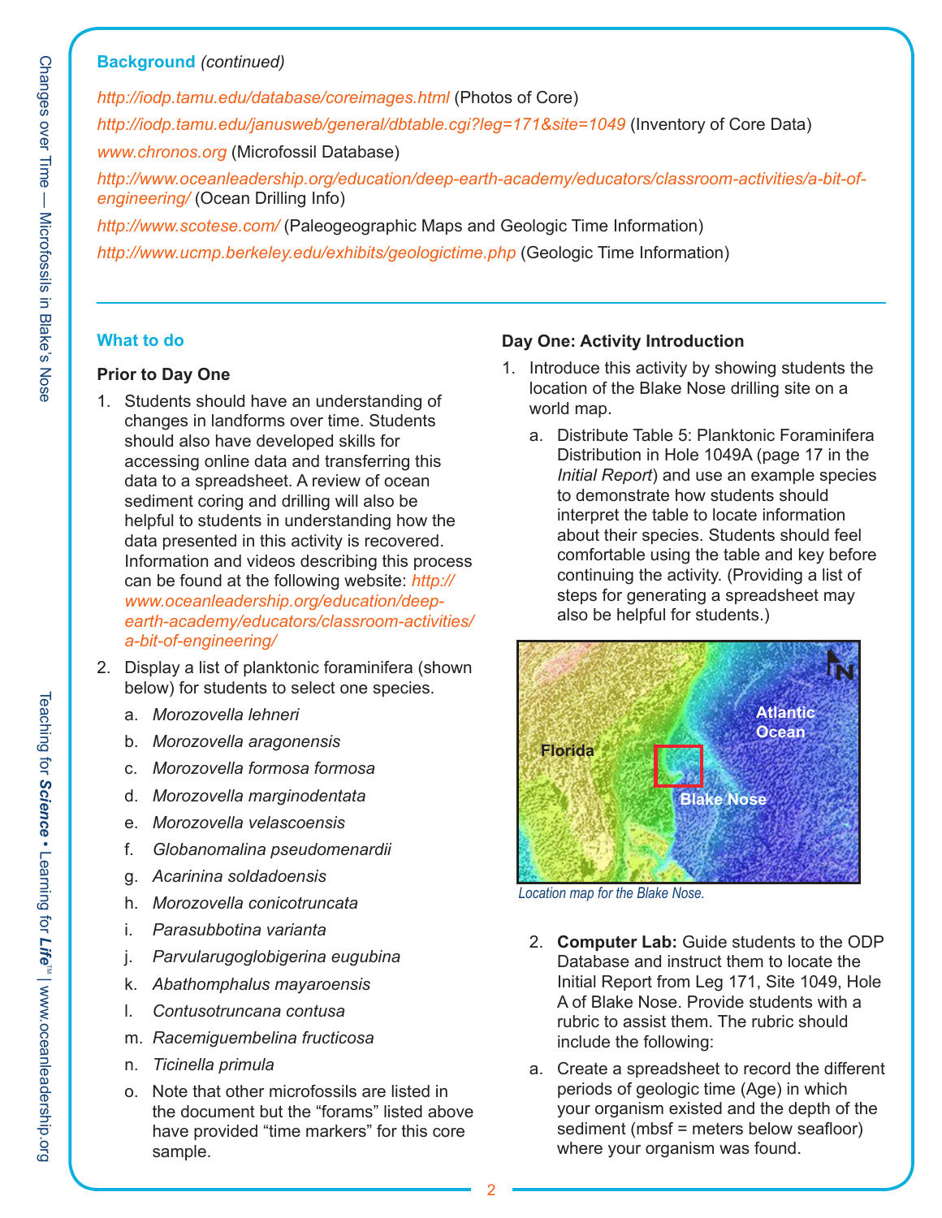**Background** *(continued)*

*http://iodp.tamu.edu/database/coreimages.html* (Photos of Core)

*http://iodp.tamu.edu/janusweb/general/dbtable.cgi?leg=171&site=1049* (Inventory of Core Data)

*www.chronos.org* (Microfossil Database)

*http://www.oceanleadership.org/education/deep-earth-academy/educators/classroom-activities/a-bit-of-engineering/* (Ocean Drilling Info)

*http://www.scotese.com/* (Paleogeographic Maps and Geologic Time Information)

*http://www.ucmp.berkeley.edu/exhibits/geologictime.php* (Geologic Time Information)

## What to do

### Prior to Day One

1. Students should have an understanding of changes in landforms over time. Students should also have developed skills for accessing online data and transferring this data to a spreadsheet. A review of ocean sediment coring and drilling will also be helpful to students in understanding how the data presented in this activity is recovered. Information and videos describing this process can be found at the following website: *http://www.oceanleadership.org/education/deep-earth-academy/educators/classroom-activities/a-bit-of-engineering/*
2. Display a list of planktonic foraminifera (shown below) for students to select one species.
   a. *Morozovella lehneri*
   b. *Morozovella aragonensis*
   c. *Morozovella formosa formosa*
   d. *Morozovella marginodentata*
   e. *Morozovella velascoensis*
   f. *Globanomalina pseudomenardii*
   g. *Acarinina soldadoensis*
   h. *Morozovella conicotruncata*
   i. *Parasubbotina varianta*
   j. *Parvularugoglobigerina eugubina*
   k. *Abathomphalus mayaroensis*
   l. *Contusotruncana contusa*
   m. *Racemiguembelina fructicosa*
   n. *Ticinella primula*
   o. Note that other microfossils are listed in the document but the "forams" listed above have provided "time markers" for this core sample.

### Day One: Activity Introduction

1. Introduce this activity by showing students the location of the Blake Nose drilling site on a world map.
   a. Distribute Table 5: Planktonic Foraminifera Distribution in Hole 1049A (page 17 in the *Initial Report*) and use an example species to demonstrate how students should interpret the table to locate information about their species. Students should feel comfortable using the table and key before continuing the activity. (Providing a list of steps for generating a spreadsheet may also be helpful for students.)

*Location map for the Blake Nose.*

2. **Computer Lab:** Guide students to the ODP Database and instruct them to locate the Initial Report from Leg 171, Site 1049, Hole A of Blake Nose. Provide students with a rubric to assist them. The rubric should include the following:
   a. Create a spreadsheet to record the different periods of geologic time (Age) in which your organism existed and the depth of the sediment (mbsf = meters below seafloor) where your organism was found.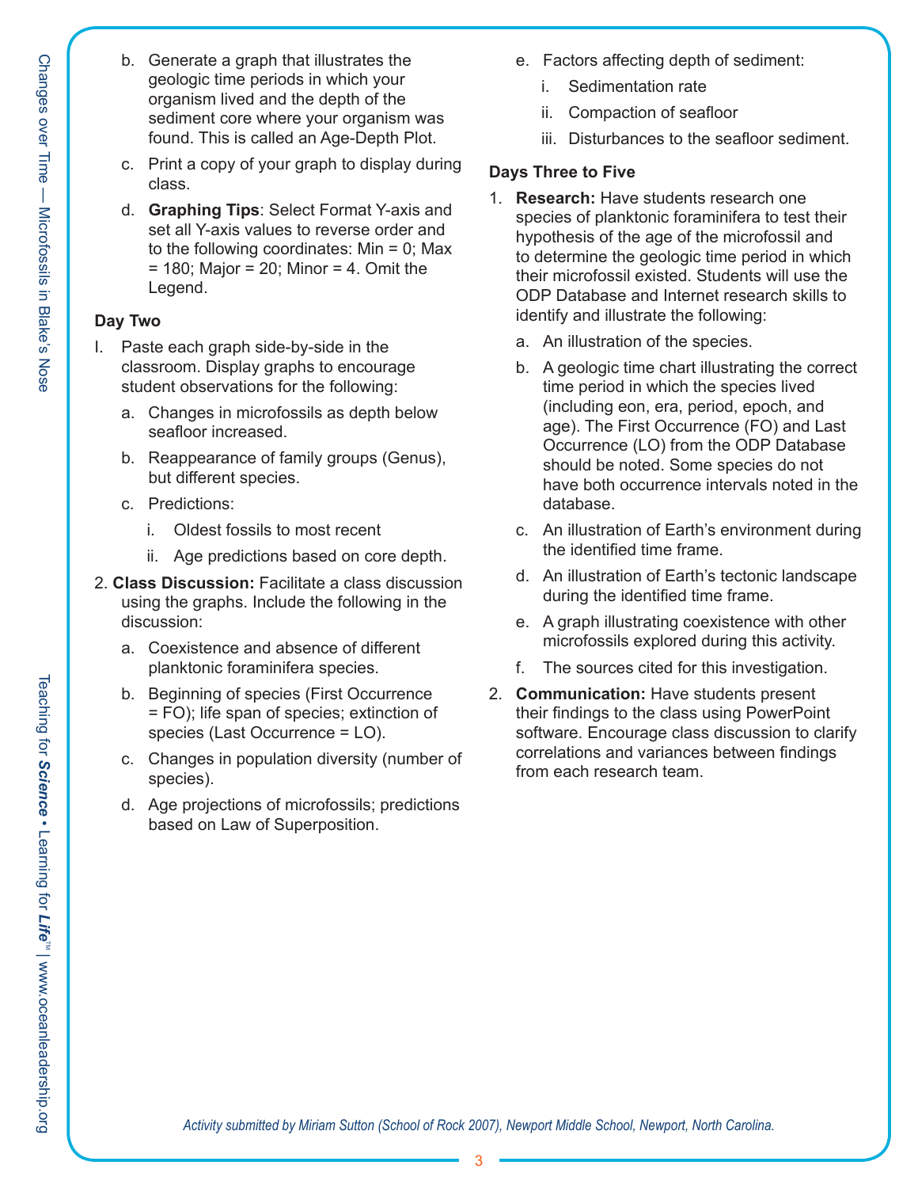b. Generate a graph that illustrates the geologic time periods in which your organism lived and the depth of the sediment core where your organism was found. This is called an Age-Depth Plot.

c. Print a copy of your graph to display during class.

d. **Graphing Tips**: Select Format Y-axis and set all Y-axis values to reverse order and to the following coordinates: Min = 0; Max = 180; Major = 20; Minor = 4. Omit the Legend.

**Day Two**

I. Paste each graph side-by-side in the classroom. Display graphs to encourage student observations for the following:

   a. Changes in microfossils as depth below seafloor increased.

   b. Reappearance of family groups (Genus), but different species.

   c. Predictions:

      i. Oldest fossils to most recent

      ii. Age predictions based on core depth.

2. **Class Discussion:** Facilitate a class discussion using the graphs. Include the following in the discussion:

   a. Coexistence and absence of different planktonic foraminifera species.

   b. Beginning of species (First Occurrence = FO); life span of species; extinction of species (Last Occurrence = LO).

   c. Changes in population diversity (number of species).

   d. Age projections of microfossils; predictions based on Law of Superposition.

   e. Factors affecting depth of sediment:

      i. Sedimentation rate

      ii. Compaction of seafloor

      iii. Disturbances to the seafloor sediment.

**Days Three to Five**

1. **Research:** Have students research one species of planktonic foraminifera to test their hypothesis of the age of the microfossil and to determine the geologic time period in which their microfossil existed. Students will use the ODP Database and Internet research skills to identify and illustrate the following:

   a. An illustration of the species.

   b. A geologic time chart illustrating the correct time period in which the species lived (including eon, era, period, epoch, and age). The First Occurrence (FO) and Last Occurrence (LO) from the ODP Database should be noted. Some species do not have both occurrence intervals noted in the database.

   c. An illustration of Earth's environment during the identified time frame.

   d. An illustration of Earth's tectonic landscape during the identified time frame.

   e. A graph illustrating coexistence with other microfossils explored during this activity.

   f. The sources cited for this investigation.

2. **Communication:** Have students present their findings to the class using PowerPoint software. Encourage class discussion to clarify correlations and variances between findings from each research team.

*Activity submitted by Miriam Sutton (School of Rock 2007), Newport Middle School, Newport, North Carolina.*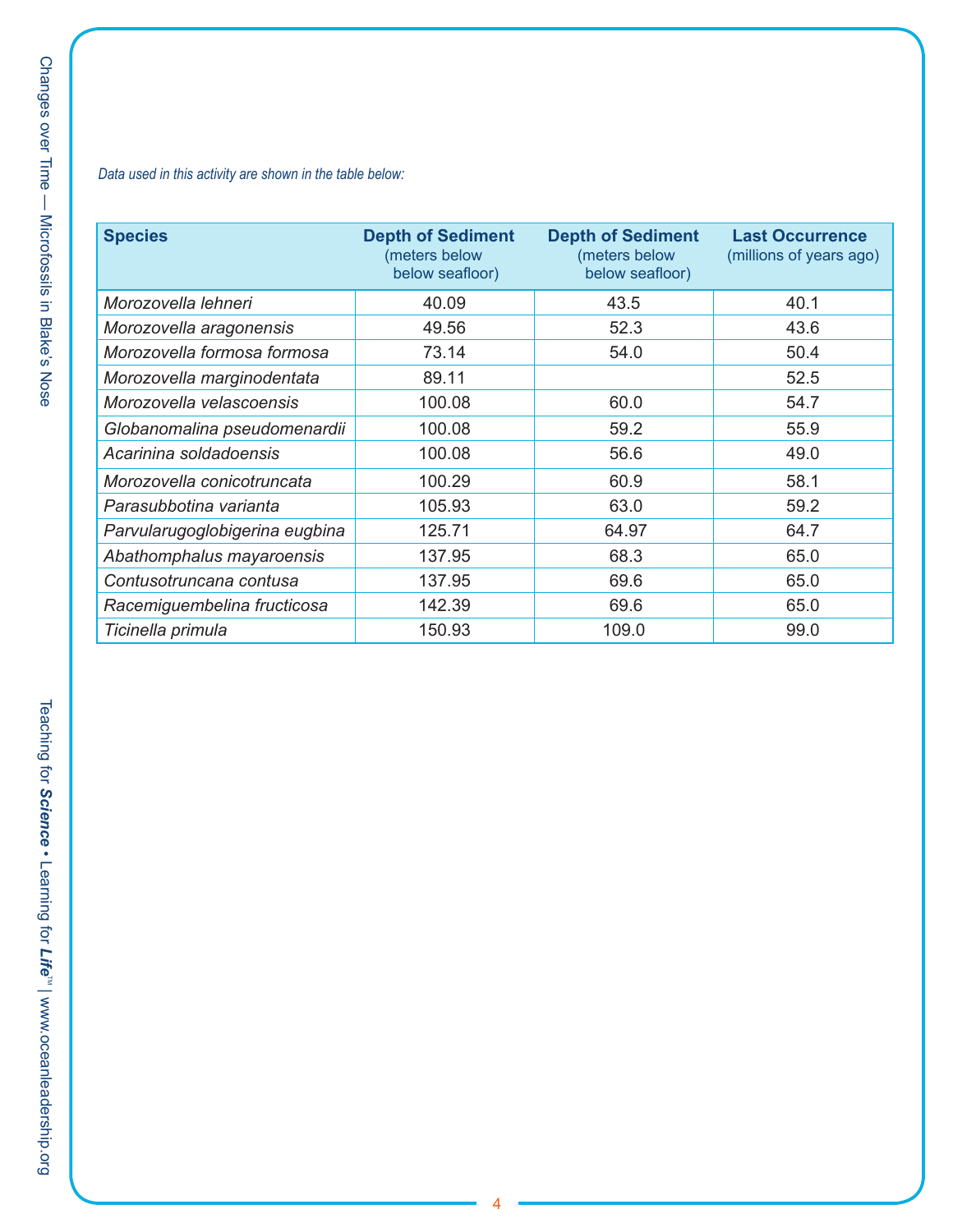*Data used in this activity are shown in the table below:*

| Species | Depth of Sediment (meters below below seafloor) | Depth of Sediment (meters below below seafloor) | Last Occurrence (millions of years ago) |
|---|---|---|---|
| *Morozovella lehneri* | 40.09 | 43.5 | 40.1 |
| *Morozovella aragonensis* | 49.56 | 52.3 | 43.6 |
| *Morozovella formosa formosa* | 73.14 | 54.0 | 50.4 |
| *Morozovella marginodentata* | 89.11 | | 52.5 |
| *Morozovella velascoensis* | 100.08 | 60.0 | 54.7 |
| *Globanomalina pseudomenardii* | 100.08 | 59.2 | 55.9 |
| *Acarinina soldadoensis* | 100.08 | 56.6 | 49.0 |
| *Morozovella conicotruncata* | 100.29 | 60.9 | 58.1 |
| *Parasubbotina varianta* | 105.93 | 63.0 | 59.2 |
| *Parvularugoglobigerina eugbina* | 125.71 | 64.97 | 64.7 |
| *Abathomphalus mayaroensis* | 137.95 | 68.3 | 65.0 |
| *Contusotruncana contusa* | 137.95 | 69.6 | 65.0 |
| *Racemiguembelina fructicosa* | 142.39 | 69.6 | 65.0 |
| *Ticinella primula* | 150.93 | 109.0 | 99.0 |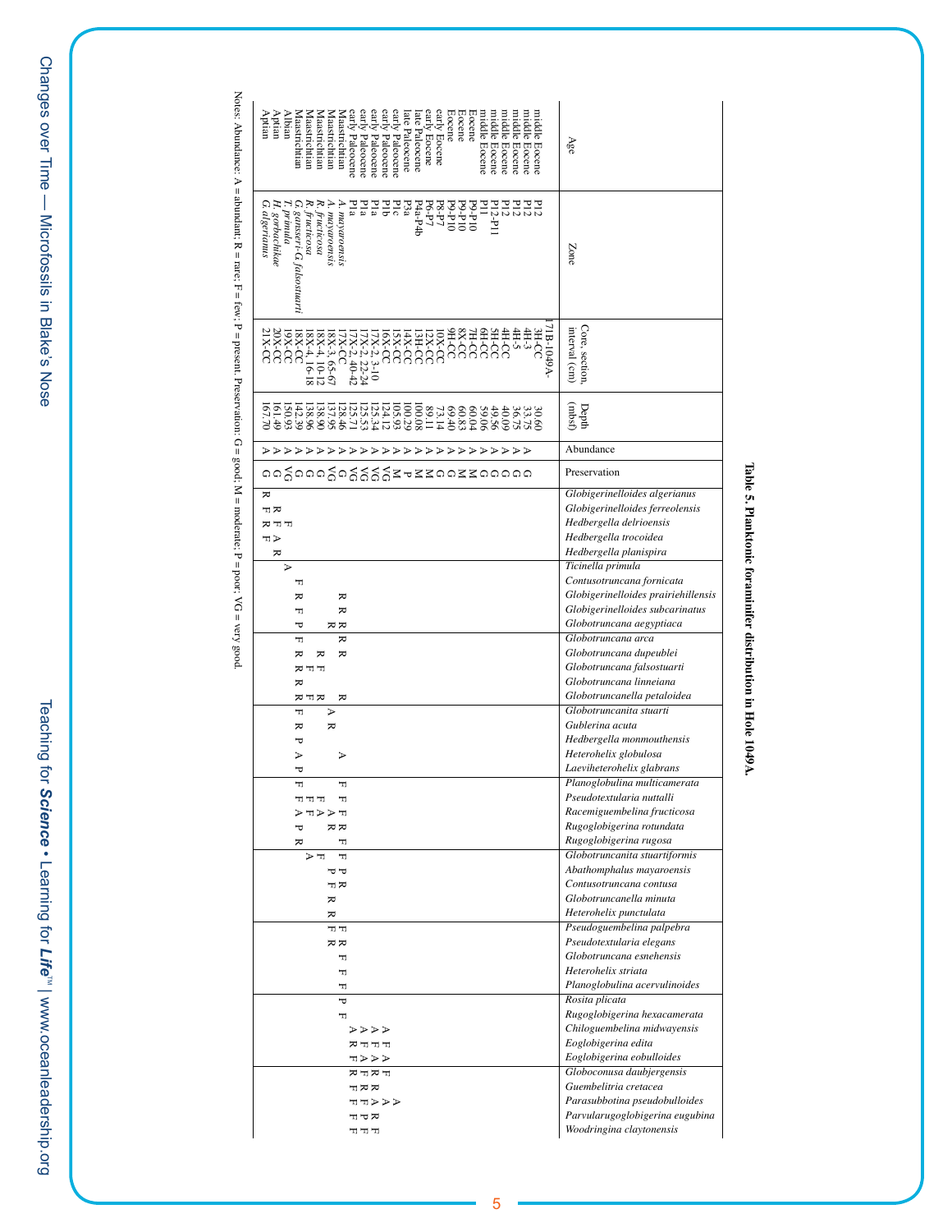**Table 5. Planktonic foraminifer distribution in Hole 1049A.**

| Age | Zone | Core, section, interval (cm) | Depth (mbsf) | Abundance | Preservation | *Globigerinelloides algerianus* | *Globigerinelloides ferreolensis* | *Hedbergella delrioensis* | *Hedbergella trocoidea* | *Hedbergella planispira* | *Ticinella primula* | *Contusotruncana fornicata* | *Globigerinelloides prairiehillensis* | *Globigerinelloides subcarinatus* | *Globotruncana aegyptiaca* | *Globotruncana arca* | *Globotruncana dupeublei* | *Globotruncana falsostuarti* | *Globotruncana linneiana* | *Globotruncanella petaloidea* | *Globotruncanita stuarti* | *Gublerina acuta* | *Hedbergella monmouthensis* | *Heterohelix globulosa* | *Laeviheterohelix glabrans* | *Planoglobulina multicamerata* | *Pseudotextularia nuttalli* | *Racemiguembelina fructicosa* | *Rugoglobigerina rotundata* | *Rugoglobigerina rugosa* | *Globotruncanita stuartiformis* | *Abathomphalus mayaroensis* | *Contusotruncana contusa* | *Globotruncanella minuta* | *Heterohelix punctulata* | *Pseudoguembelina palpebra* | *Pseudotextularia elegans* | *Globotruncana esnehensis* | *Heterohelix striata* | *Planoglobulina acervulinoides* | *Rosita plicata* | *Rugoglobigerina hexacamerata* | *Chiloguembelina midwayensis* | *Eoglobigerina edita* | *Eoglobigerina eobulloides* | *Globoconusa daubjergensis* | *Guembelitria cretacea* | *Parasubbotina pseudobulloides* | *Parvularugoglobigerina eugubina* | *Woodringina claytonensis* |
|---|---|---|---|---|---|---|---|---|---|---|---|---|---|---|---|---|---|---|---|---|---|---|---|---|---|---|---|---|---|---|---|---|---|---|---|---|---|---|---|---|---|---|---|---|---|---|---|---|---|---|
| middle Eocene | P12 | 171B-1049A-3H-CC | 30.60 | A | G | | | | | | | | | | | | | | | | | | | | | | | | | | | | | | | | | | | | | | | | | | | | | |
| middle Eocene | P12 | 4H-3 | 33.75 | A | G | | | | | | | | | | | | | | | | | | | | | | | | | | | | | | | | | | | | | | | | | | | | | |
| middle Eocene | P12 | 4H-5 | 36.75 | A | G | | | | | | | | | | | | | | | | | | | | | | | | | | | | | | | | | | | | | | | | | | | | | |
| middle Eocene | P12 | 4H-CC | 40.09 | A | G | | | | | | | | | | | | | | | | | | | | | | | | | | | | | | | | | | | | | | | | | | | | | |
| middle Eocene | P12–P11 | 5H-CC | 49.56 | A | G | | | | | | | | | | | | | | | | | | | | | | | | | | | | | | | | | | | | | | | | | | | | | |
| middle Eocene | P11 | 6H-CC | 59.06 | A | G | | | | | | | | | | | | | | | | | | | | | | | | | | | | | | | | | | | | | | | | | | | | | |
| Eocene | P9–P10 | 7H-CC | 60.04 | A | M | | | | | | | | | | | | | | | | | | | | | | | | | | | | | | | | | | | | | | | | | | | | | |
| Eocene | P9–P10 | 8X-CC | 60.83 | A | M | | | | | | | | | | | | | | | | | | | | | | | | | | | | | | | | | | | | | | | | | | | | | |
| Eocene | P9–P10 | 9H-CC | 69.40 | A | G | | | | | | | | | | | | | | | | | | | | | | | | | | | | | | | | | | | | | | | | | | | | | |
| early Eocene | P8–P7 | 10X-CC | 73.14 | A | G | | | | | | | | | | | | | | | | | | | | | | | | | | | | | | | | | | | | | | | | | | | | | |
| early Eocene | P6–P7 | 12X-CC | 89.11 | A | G | | | | | | | | | | | | | | | | | | | | | | | | | | | | | | | | | | | | | | | | | | | | | |
| late Paleocene | P4a–P4b | 13H-CC | 100.08 | A | M | | | | | | | | | | | | | | | | | | | | | | | | | | | | | | | | | | | | | | | | | | | | | |
| late Paleocene | P3a | 14X-CC | 100.29 | A | M | | | | | | | | | | | | | | | | | | | | | | | | | | | | | | | | | | | | | | | | | | | | | |
| early Paleocene | P1c | 15X-CC | 105.93 | A | P | | | | | | | | | | | | | | | | | | | | | | | | | | | | | | | | | | | | | | | | | | | A | | |
| early Paleocene | P1b | 16X-CC | 124.12 | A | M | | | | | | | | | | | | | | | | | | | | | | | | | | | | | | | | | | | | | | A | F | A | F | | A | R | F |
| early Paleocene | P1a | 17X-2, 3–10 | 125.34 | A | VG | | | | | | | | | | | | | | | | | | | | | | | | | | | | | | | | | | | | | | A | F | A | R | R | A | R | F |
| early Paleocene | P1a | 17X-2, 22–24 | 125.53 | A | VG | | | | | | | | | | | | | | | | | | | | | | | | | | | | | | | | | | | | | | A | F | F | F | R | F | P | F |
| early Paleocene | P1a | 17X-2, 40–42 | 125.71 | A | VG | | | | | | | | | | | | | | | | | | | | | | | | | | | | | | | | | | | | | | A | R | F | R | F | F | F | F |
| Maastrichtian | *A. mayaroensis* | 17X-CC | 128.46 | A | G | | | | | | | | R | R | R | R | | | | R | | | | A | | F | F | F | R | F | F | P | R | | | F | R | F | F | F | P | F | | | | | | | | |
| Maastrichtian | *A. mayaroensis* | 18X-3, 65–67 | 137.95 | A | VG | | | | | | | | | R | R | R | | | | | A | R | | | | | | A | R | | | P | F | R | R | F | R | | | | | | | | | | | | | |
| Maastrichtian | *R. fructicosa* | 18X-4, 10–12 | 138.90 | A | G | | | | | | | | | | | | R | F | R | R | | | | | | | F | A | | | F | | | | | | | | | | | | | | | | | | | |
| Maastrichtian | *R. fructicosa* | 18X-4, 16–18 | 138.96 | A | G | | | | | | | | | | | | | F | | F | | | | | | | F | F | | | A | | | | | | | | | | | | | | | | | | | |
| Maastrichtian | *G. gansseri–G. falsostuarti* | 18X-CC | 142.39 | A | G | | | | | | | F | R | F | P | F | R | R | R | R | F | R | P | A | P | F | F | A | P | R | | | | | | | | | | | | | | | | | | | | |
| Albian | *T. primula* | 19X-CC | 150.93 | A | VG | | F | F | A | R | A | | | | | | | | | | | | | | | | | | | | | | | | | | | | | | | | | | | | | | | |
| Aptian | *H. gorbachikae* | 20X-CC | 161.49 | A | G | | R | R | F | | | | | | | | | | | | | | | | | | | | | | | | | | | | | | | | | | | | | | | | | |
| Aptian | *G. algerianus* | 21X-CC | 167.70 | A | G | R | | F | R | F | | | | | | | | | | | | | | | | | | | | | | | | | | | | | | | | | | | | | | | | |

Notes: Abundance: A = abundant; R = rare; F = few; P = present. Preservation: G = good; M = moderate; P = poor; VG = very good.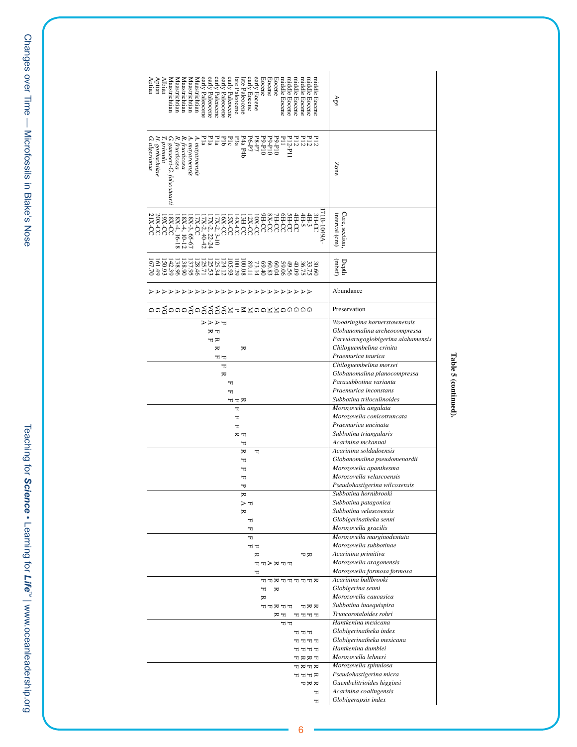**Table 5 (continued).**

| Age | Zone | Core, section, interval (cm) | Depth (mbsf) | Abundance | Preservation | *Woodringina hornerstownensis* | *Globanomalina archeocompressa* | *Parvularugoglobigerina alabamensis* | *Chiloguembelina crinita* | *Praemurica taurica* | *Chiloguembelina morsei* | *Globanomalina planocompressa* | *Parasubbotina varianta* | *Praemurica inconstans* | *Subbotina triloculinoides* | *Morozovella angulata* | *Morozovella conicotruncata* | *Praemurica uncinata* | *Subbotina triangularis* | *Acarinina mckannai* | *Acarinina soldadoensis* | *Globanomalina pseudomenardii* | *Morozovella apanthesma* | *Morozovella velascoensis* | *Pseudohastigerina wilcoxensis* | *Subbotina hornibrooki* | *Subbotina patagonica* | *Subbotina velascoensis* | *Globigerinatheka senni* | *Morozovella gracilis* | *Morozovella marginodentata* | *Morozovella subbotinae* | *Acarinina primitiva* | *Morozovella aragonensis* | *Morozovella formosa formosa* | *Acarinina bullbrooki* | *Globigerina senni* | *Morozovella caucasica* | *Subbotina inaequispira* | *Truncorotaloides rohri* | *Hantkenina mexicana* | *Globigerinatheka index* | *Globigerinatheka mexicana* | *Hantkenina dumblei* | *Morozovella lehneri* | *Morozovella spinulosa* | *Pseudohastigerina micra* | *Guembelitrioides higginsi* | *Acarinina coalingensis* | *Globigerapsis index* |
|---|---|---|---|---|---|---|---|---|---|---|---|---|---|---|---|---|---|---|---|---|---|---|---|---|---|---|---|---|---|---|---|---|---|---|---|---|---|---|---|---|---|---|---|---|---|---|---|---|---|---|
| middle Eocene | P12 | 171B-1049A-3H-CC | 30.60 | A | G | | | | | | | | | | | | | | | | | | | | | | | | | | | | | | | R | | | R | F | | | F | F | F | R | R | R | F | F |
| middle Eocene | P12 | 4H-3 | 33.75 | A | G | | | | | | | | | | | | | | | | | | | | | | | | | | | | R | | | | | | R | F | | F | F | F | R | F | R | R | | |
| middle Eocene | P12 | 4H-5 | 36.75 | A | G | | | | | | | | | | | | | | | | | | | | | | | | | | | | P | | | F | | | F | F | | F | F | F | R | R | F | P | | |
| middle Eocene | P12 | 4H-CC | 40.09 | A | G | | | | | | | | | | | | | | | | | | | | | | | | | | | | | | | F | | | | F | | F | F | F | F | F | F | | | |
| middle Eocene | P12-P11 | 5H-CC | 49.56 | A | G | | | | | | | | | | | | | | | | | | | | | | | | | | | | | | | F | | | | | F | | | | | | | | | |
| middle Eocene | P11 | 6H-CC | 59.06 | A | G | | | | | | | | | | | | | | | | | | | | | | | | | | | | | F | | F | | | F | F | F | | | | | | | | | |
| Eocene | P9-P10 | 7H-CC | 60.04 | A | M | | | | | | | | | | | | | | | | | | | | | | | | | | | | | R | | R | R | | | R | | | | | | | | | | |
| Eocene | P9-P10 | 8X-CC | 60.83 | A | G | | | | | | | | | | | | | | | | | | | | | | | | | | | | | A | | F | | | F | | | | | | | | | | | |
| Eocene | P9-P10 | 9H-CC | 69.40 | A | G | | | | | | | | | | | | | | | | | | | | | | | | | | | | | F | | F | F | R | F | | | | | | | | | | | |
| early Eocene | P8-P7 | 10X-CC | 73.14 | A | M | | | | | | | | | | | | | | | | F | | | | | | | | | | | F | R | F | F | | | | | | | | | | | | | | | |
| early Eocene | P6-P7 | 11X-CC | 89.11 | A | M | | | | | | | | | | | | | | | | | | | | | | F | | F | F | F | F | | | | | | | | | | | | | | | | | | |
| late Paleocene | P4a-P4b | 12X-CC | 100.08 | A | M | | | | R | | | | | | R | | | | F | F | R | R | F | F | P | R | A | R | | | | | | | | | | | | | | | | | | | | | | |
| late Paleocene | P3a | 13H-CC | 100.29 | A | M | | | | | | | | | | F | F | F | F | F | R | | | | | | | | | | | | | | | | | | | | | | | | | | | | | | |
| early Paleocene | P1c | 14X-CC | 105.93 | A | P | | | | | | | | F | F | F | | | | | | | | | | | | | | | | | | | | | | | | | | | | | | | | | | | |
| early Paleocene | P1b | 15X-CC | | A | M | F | | | | F | F | R | | | | | | | | | | | | | | | | | | | | | | | | | | | | | | | | | | | | | | |
| early Paleocene | P1a | 16X-CC | 124.12 | A | VG | | F | | R | F | | | | | | | | | | | | | | | | | | | | | | | | | | | | | | | | | | | | | | | | |
| early Paleocene | P1a | 17X-2, 3-10 | 125.34 | A | VG | | | R | | | | | | | | | | | | | | | | | | | | | | | | | | | | | | | | | | | | | | | | | | |
| early Paleocene | P1a | 17X-2, 22-24 | 125.53 | A | VG | A | R | F | | | | | | | | | | | | | | | | | | | | | | | | | | | | | | | | | | | | | | | | | | |
| early Paleocene | P1a | 17X-2, 40-42 | 125.71 | A | VG | A | | | | | | | | | | | | | | | | | | | | | | | | | | | | | | | | | | | | | | | | | | | | |
| Maastrichtian | *A. mayaroensis* | 17X-CC | 128.46 | A | G | | | | | | | | | | | | | | | | | | | | | | | | | | | | | | | | | | | | | | | | | | | | | |
| Maastrichtian | *A. mayaroensis* | 18X-3, 65-67 | 137.95 | A | VG | | | | | | | | | | | | | | | | | | | | | | | | | | | | | | | | | | | | | | | | | | | | | |
| Maastrichtian | *R. fructicosa* | 18X-4, 10-12 | 138.90 | A | G | | | | | | | | | | | | | | | | | | | | | | | | | | | | | | | | | | | | | | | | | | | | | |
| Maastrichtian | *R. fructicosa* | 18X-4, 16-18 | 138.96 | A | G | | | | | | | | | | | | | | | | | | | | | | | | | | | | | | | | | | | | | | | | | | | | | |
| Maastrichtian | *G. gansseri-G. falsostuarti* | 18X-CC | 142.39 | A | VG | | | | | | | | | | | | | | | | | | | | | | | | | | | | | | | | | | | | | | | | | | | | | |
| Albian | *T. primula* | 19X-CC | 150.93 | A | G | | | | | | | | | | | | | | | | | | | | | | | | | | | | | | | | | | | | | | | | | | | | | |
| Aptian | *H. gorbachikae* | 20X-CC | 161.49 | A | VG | | | | | | | | | | | | | | | | | | | | | | | | | | | | | | | | | | | | | | | | | | | | | |
| Aptian | *G. algerianus* | 21X-CC | 167.70 | A | G | | | | | | | | | | | | | | | | | | | | | | | | | | | | | | | | | | | | | | | | | | | | | |